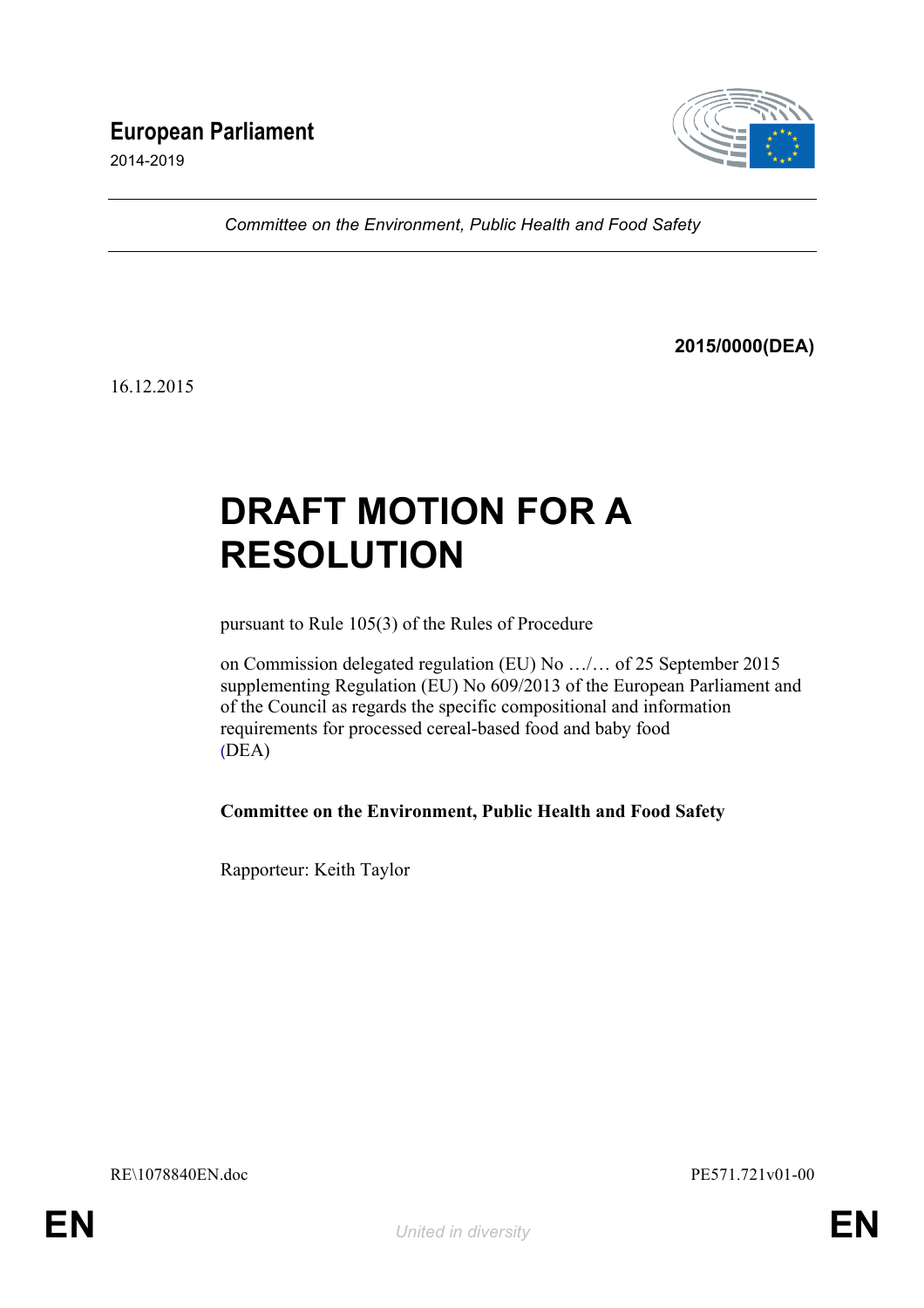**European Parliament**

2014-2019

---

*Committee on the Environment, Public Health and Food Safety*

---

**2015/0000(DEA)**

16.12.2015

# DRAFT MOTION FOR A RESOLUTION

pursuant to Rule 105(3) of the Rules of Procedure

on Commission delegated regulation (EU) No …/… of 25 September 2015 supplementing Regulation (EU) No 609/2013 of the European Parliament and of the Council as regards the specific compositional and information requirements for processed cereal-based food and baby food (DEA)

**Committee on the Environment, Public Health and Food Safety**

Rapporteur: Keith Taylor

RE\1078840EN.doc PE571.721v01-00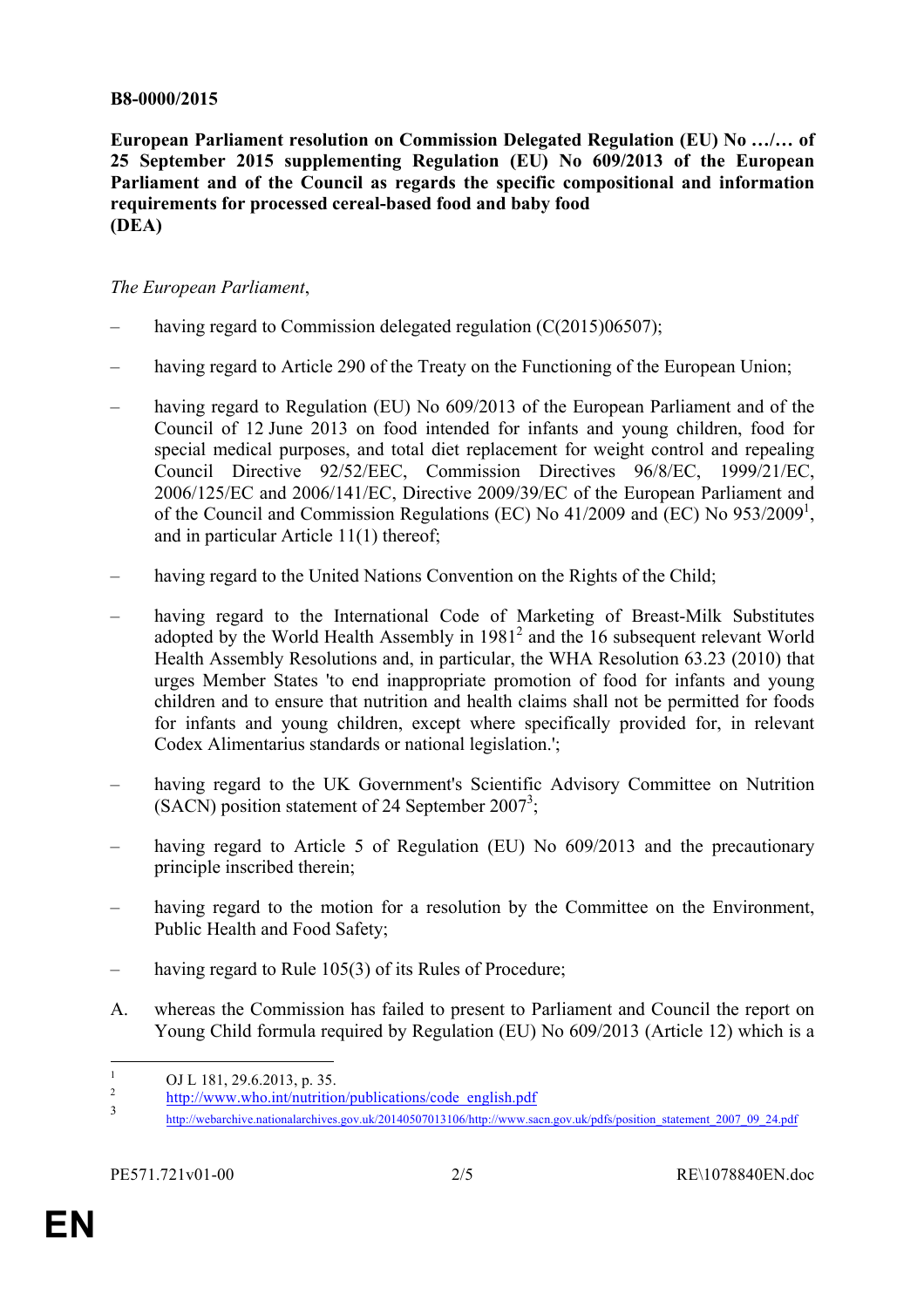**B8-0000/2015**

**European Parliament resolution on Commission Delegated Regulation (EU) No …/… of 25 September 2015 supplementing Regulation (EU) No 609/2013 of the European Parliament and of the Council as regards the specific compositional and information requirements for processed cereal-based food and baby food (DEA)**

*The European Parliament*,

– having regard to Commission delegated regulation (C(2015)06507);

– having regard to Article 290 of the Treaty on the Functioning of the European Union;

– having regard to Regulation (EU) No 609/2013 of the European Parliament and of the Council of 12 June 2013 on food intended for infants and young children, food for special medical purposes, and total diet replacement for weight control and repealing Council Directive 92/52/EEC, Commission Directives 96/8/EC, 1999/21/EC, 2006/125/EC and 2006/141/EC, Directive 2009/39/EC of the European Parliament and of the Council and Commission Regulations (EC) No 41/2009 and (EC) No 953/2009[1], and in particular Article 11(1) thereof;

– having regard to the United Nations Convention on the Rights of the Child;

– having regard to the International Code of Marketing of Breast-Milk Substitutes adopted by the World Health Assembly in 1981[2] and the 16 subsequent relevant World Health Assembly Resolutions and, in particular, the WHA Resolution 63.23 (2010) that urges Member States 'to end inappropriate promotion of food for infants and young children and to ensure that nutrition and health claims shall not be permitted for foods for infants and young children, except where specifically provided for, in relevant Codex Alimentarius standards or national legislation.';

– having regard to the UK Government's Scientific Advisory Committee on Nutrition (SACN) position statement of 24 September 2007[3];

– having regard to Article 5 of Regulation (EU) No 609/2013 and the precautionary principle inscribed therein;

– having regard to the motion for a resolution by the Committee on the Environment, Public Health and Food Safety;

– having regard to Rule 105(3) of its Rules of Procedure;

A. whereas the Commission has failed to present to Parliament and Council the report on Young Child formula required by Regulation (EU) No 609/2013 (Article 12) which is a

---

[1] OJ L 181, 29.6.2013, p. 35.

[2] http://www.who.int/nutrition/publications/code_english.pdf

[3] http://webarchive.nationalarchives.gov.uk/20140507013106/http://www.sacn.gov.uk/pdfs/position_statement_2007_09_24.pdf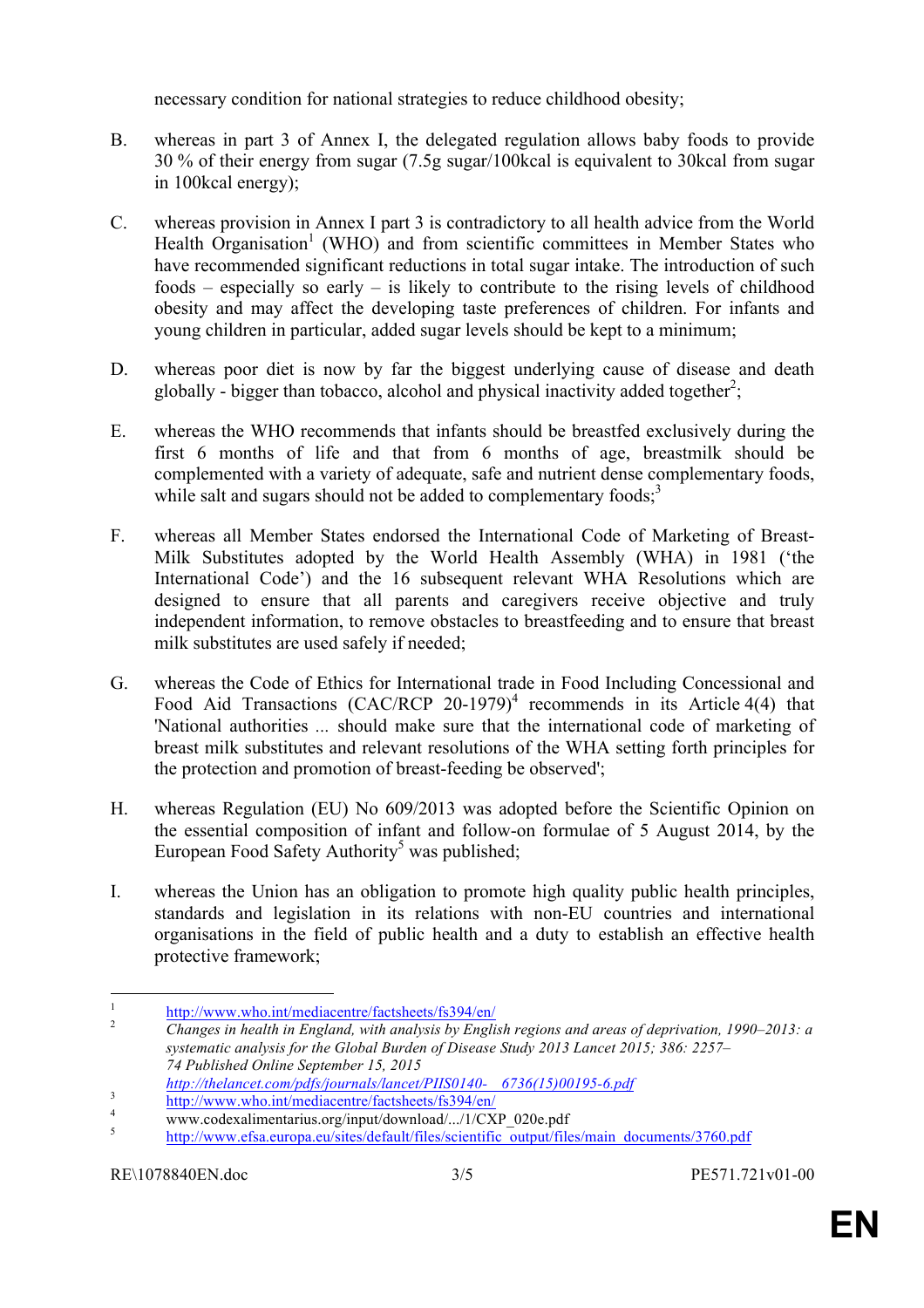necessary condition for national strategies to reduce childhood obesity;

B. whereas in part 3 of Annex I, the delegated regulation allows baby foods to provide 30 % of their energy from sugar (7.5g sugar/100kcal is equivalent to 30kcal from sugar in 100kcal energy);

C. whereas provision in Annex I part 3 is contradictory to all health advice from the World Health Organisation[1] (WHO) and from scientific committees in Member States who have recommended significant reductions in total sugar intake. The introduction of such foods – especially so early – is likely to contribute to the rising levels of childhood obesity and may affect the developing taste preferences of children. For infants and young children in particular, added sugar levels should be kept to a minimum;

D. whereas poor diet is now by far the biggest underlying cause of disease and death globally - bigger than tobacco, alcohol and physical inactivity added together[2];

E. whereas the WHO recommends that infants should be breastfed exclusively during the first 6 months of life and that from 6 months of age, breastmilk should be complemented with a variety of adequate, safe and nutrient dense complementary foods, while salt and sugars should not be added to complementary foods;[3]

F. whereas all Member States endorsed the International Code of Marketing of Breast-Milk Substitutes adopted by the World Health Assembly (WHA) in 1981 ('the International Code') and the 16 subsequent relevant WHA Resolutions which are designed to ensure that all parents and caregivers receive objective and truly independent information, to remove obstacles to breastfeeding and to ensure that breast milk substitutes are used safely if needed;

G. whereas the Code of Ethics for International trade in Food Including Concessional and Food Aid Transactions (CAC/RCP 20-1979)[4] recommends in its Article 4(4) that 'National authorities ... should make sure that the international code of marketing of breast milk substitutes and relevant resolutions of the WHA setting forth principles for the protection and promotion of breast-feeding be observed';

H. whereas Regulation (EU) No 609/2013 was adopted before the Scientific Opinion on the essential composition of infant and follow-on formulae of 5 August 2014, by the European Food Safety Authority[5] was published;

I. whereas the Union has an obligation to promote high quality public health principles, standards and legislation in its relations with non-EU countries and international organisations in the field of public health and a duty to establish an effective health protective framework;

---

[1] http://www.who.int/mediacentre/factsheets/fs394/en/

[2] *Changes in health in England, with analysis by English regions and areas of deprivation, 1990–2013: a systematic analysis for the Global Burden of Disease Study 2013 Lancet 2015; 386: 2257–74 Published Online September 15, 2015* *http://thelancet.com/pdfs/journals/lancet/PIIS0140- 6736(15)00195-6.pdf*

[3] http://www.who.int/mediacentre/factsheets/fs394/en/

[4] www.codexalimentarius.org/input/download/.../1/CXP_020e.pdf

[5] http://www.efsa.europa.eu/sites/default/files/scientific_output/files/main_documents/3760.pdf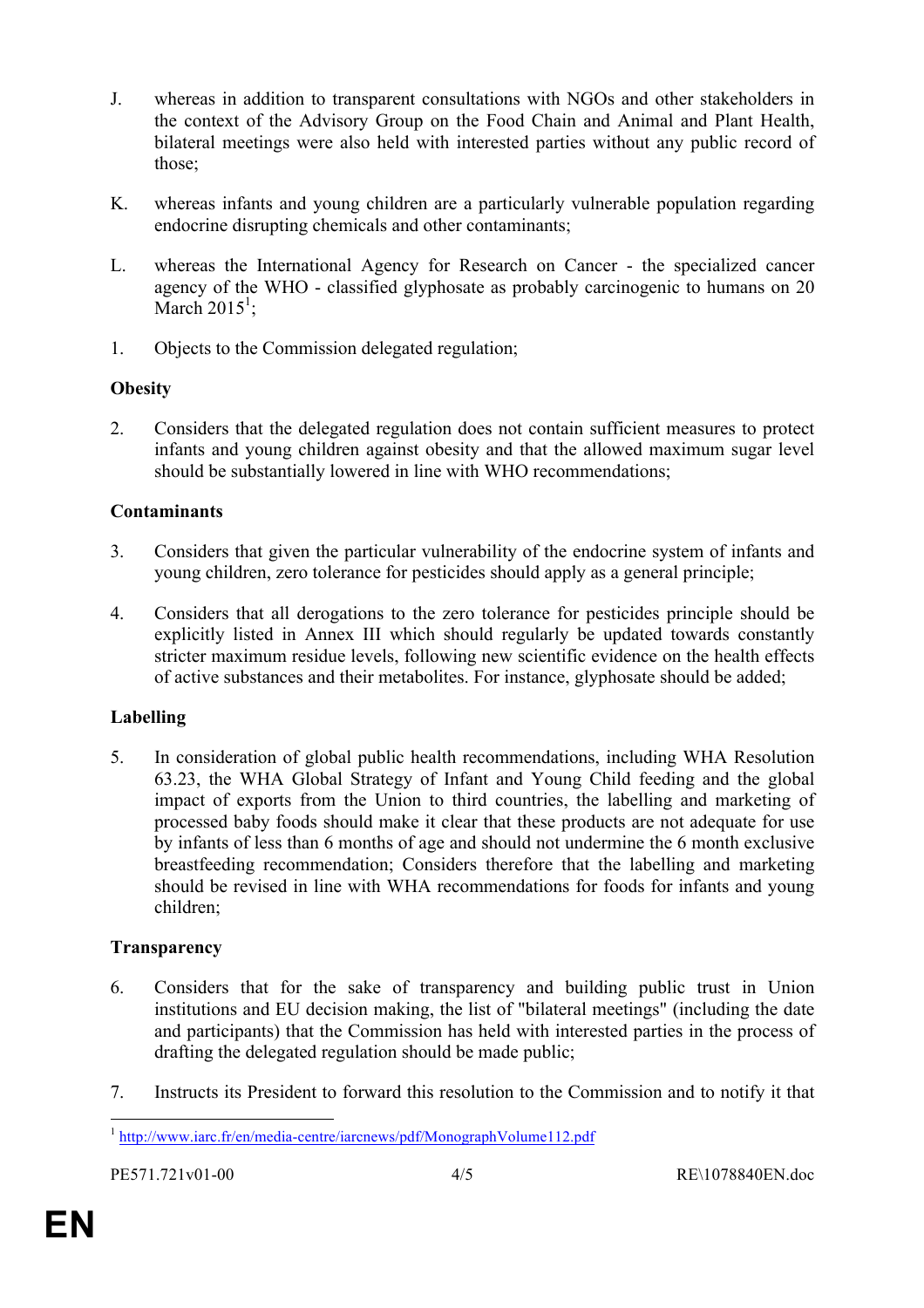J. whereas in addition to transparent consultations with NGOs and other stakeholders in the context of the Advisory Group on the Food Chain and Animal and Plant Health, bilateral meetings were also held with interested parties without any public record of those;

K. whereas infants and young children are a particularly vulnerable population regarding endocrine disrupting chemicals and other contaminants;

L. whereas the International Agency for Research on Cancer - the specialized cancer agency of the WHO - classified glyphosate as probably carcinogenic to humans on 20 March 2015[1];

1. Objects to the Commission delegated regulation;

**Obesity**

2. Considers that the delegated regulation does not contain sufficient measures to protect infants and young children against obesity and that the allowed maximum sugar level should be substantially lowered in line with WHO recommendations;

**Contaminants**

3. Considers that given the particular vulnerability of the endocrine system of infants and young children, zero tolerance for pesticides should apply as a general principle;

4. Considers that all derogations to the zero tolerance for pesticides principle should be explicitly listed in Annex III which should regularly be updated towards constantly stricter maximum residue levels, following new scientific evidence on the health effects of active substances and their metabolites. For instance, glyphosate should be added;

**Labelling**

5. In consideration of global public health recommendations, including WHA Resolution 63.23, the WHA Global Strategy of Infant and Young Child feeding and the global impact of exports from the Union to third countries, the labelling and marketing of processed baby foods should make it clear that these products are not adequate for use by infants of less than 6 months of age and should not undermine the 6 month exclusive breastfeeding recommendation; Considers therefore that the labelling and marketing should be revised in line with WHA recommendations for foods for infants and young children;

**Transparency**

6. Considers that for the sake of transparency and building public trust in Union institutions and EU decision making, the list of "bilateral meetings" (including the date and participants) that the Commission has held with interested parties in the process of drafting the delegated regulation should be made public;

7. Instructs its President to forward this resolution to the Commission and to notify it that

---

[1] http://www.iarc.fr/en/media-centre/iarcnews/pdf/MonographVolume112.pdf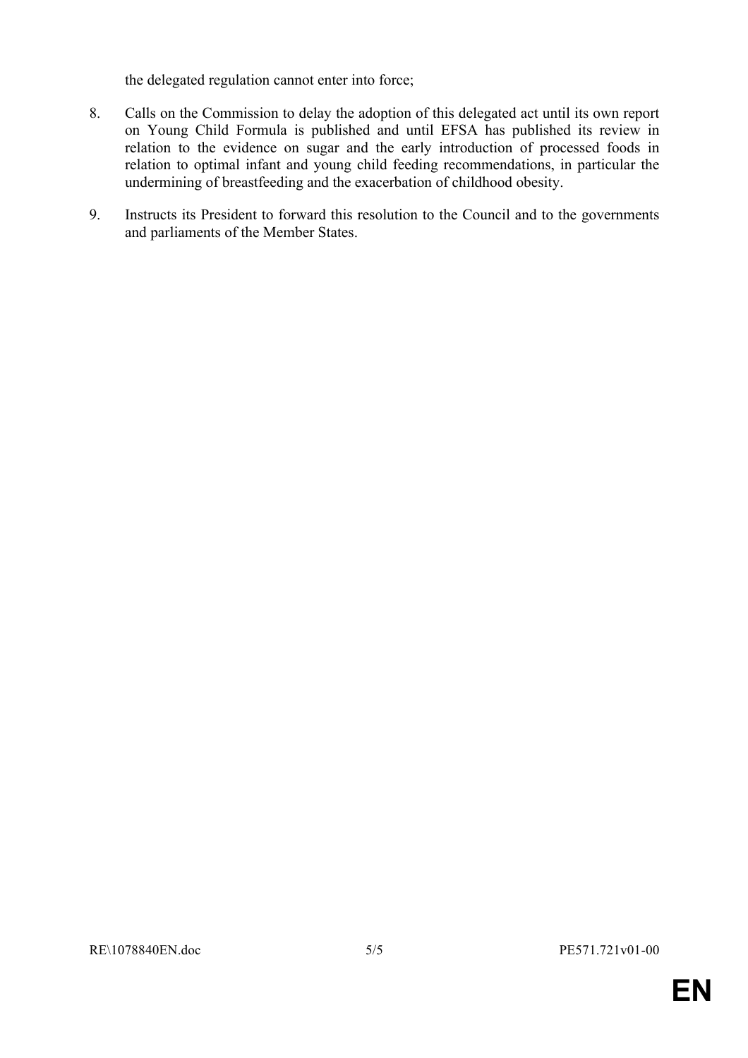the delegated regulation cannot enter into force;

8. Calls on the Commission to delay the adoption of this delegated act until its own report on Young Child Formula is published and until EFSA has published its review in relation to the evidence on sugar and the early introduction of processed foods in relation to optimal infant and young child feeding recommendations, in particular the undermining of breastfeeding and the exacerbation of childhood obesity.

9. Instructs its President to forward this resolution to the Council and to the governments and parliaments of the Member States.